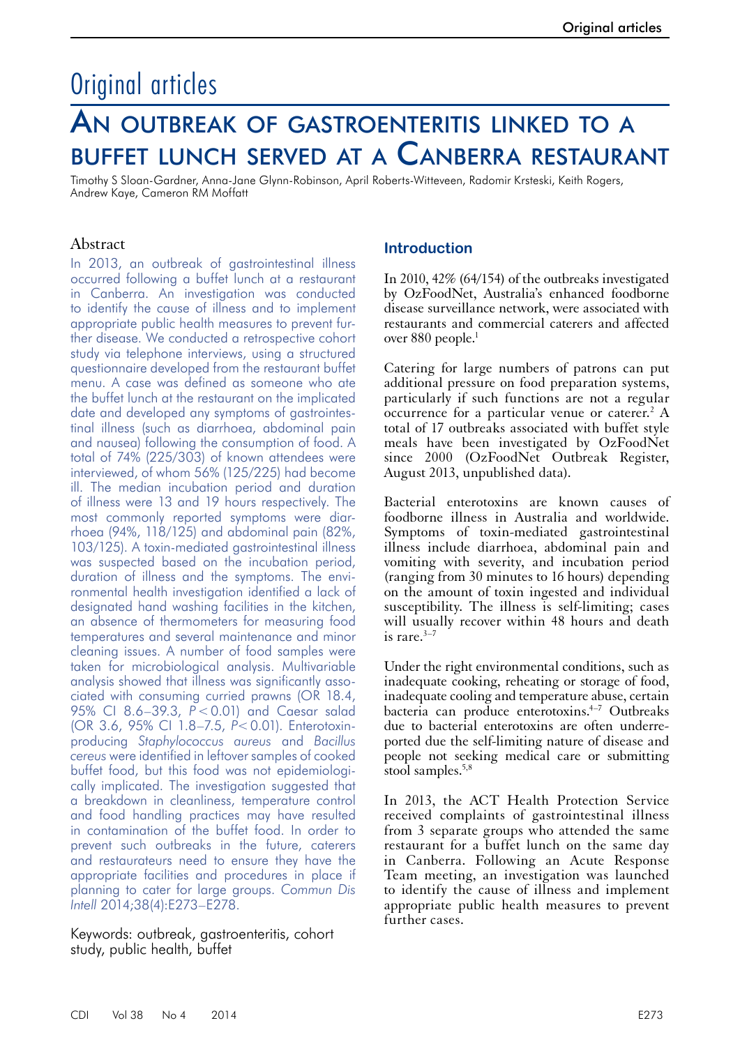# Original articles

## An outbreak of gastroenteritis linked to a buffet lunch served at a Canberra restaurant

Timothy S Sloan-Gardner, Anna-Jane Glynn-Robinson, April Roberts-Witteveen, Radomir Krsteski, Keith Rogers, Andrew Kaye, Cameron RM Moffatt

### Abstract

In 2013, an outbreak of gastrointestinal illness occurred following a buffet lunch at a restaurant in Canberra. An investigation was conducted to identify the cause of illness and to implement appropriate public health measures to prevent further disease. We conducted a retrospective cohort study via telephone interviews, using a structured questionnaire developed from the restaurant buffet menu. A case was defined as someone who ate the buffet lunch at the restaurant on the implicated date and developed any symptoms of gastrointestinal illness (such as diarrhoea, abdominal pain and nausea) following the consumption of food. A total of 74% (225/303) of known attendees were interviewed, of whom 56% (125/225) had become ill. The median incubation period and duration of illness were 13 and 19 hours respectively. The most commonly reported symptoms were diarrhoea (94%, 118/125) and abdominal pain (82%, 103/125). A toxin-mediated gastrointestinal illness was suspected based on the incubation period, duration of illness and the symptoms. The environmental health investigation identified a lack of designated hand washing facilities in the kitchen, an absence of thermometers for measuring food temperatures and several maintenance and minor cleaning issues. A number of food samples were taken for microbiological analysis. Multivariable analysis showed that illness was significantly associated with consuming curried prawns (OR 18.4, 95% CI 8.6–39.3, $P<0.01$) and Caesar salad (OR 3.6, 95% CI 1.8–7.5, $P<0.01$). Enterotoxin-producing *Staphylococcus aureus* and *Bacillus cereus* were identified in leftover samples of cooked buffet food, but this food was not epidemiologically implicated. The investigation suggested that a breakdown in cleanliness, temperature control and food handling practices may have resulted in contamination of the buffet food. In order to prevent such outbreaks in the future, caterers and restaurateurs need to ensure they have the appropriate facilities and procedures in place if planning to cater for large groups. *Commun Dis Intell* 2014;38(4):E273–E278.

Keywords: outbreak, gastroenteritis, cohort study, public health, buffet

### Introduction

In 2010, 42% (64/154) of the outbreaks investigated by OzFoodNet, Australia's enhanced foodborne disease surveillance network, were associated with restaurants and commercial caterers and affected over 880 people.[1]

Catering for large numbers of patrons can put additional pressure on food preparation systems, particularly if such functions are not a regular occurrence for a particular venue or caterer.[2] A total of 17 outbreaks associated with buffet style meals have been investigated by OzFoodNet since 2000 (OzFoodNet Outbreak Register, August 2013, unpublished data).

Bacterial enterotoxins are known causes of foodborne illness in Australia and worldwide. Symptoms of toxin-mediated gastrointestinal illness include diarrhoea, abdominal pain and vomiting with severity, and incubation period (ranging from 30 minutes to 16 hours) depending on the amount of toxin ingested and individual susceptibility. The illness is self-limiting; cases will usually recover within 48 hours and death is rare.[3–7]

Under the right environmental conditions, such as inadequate cooking, reheating or storage of food, inadequate cooling and temperature abuse, certain bacteria can produce enterotoxins.[4–7] Outbreaks due to bacterial enterotoxins are often underreported due the self-limiting nature of disease and people not seeking medical care or submitting stool samples.[5,8]

In 2013, the ACT Health Protection Service received complaints of gastrointestinal illness from 3 separate groups who attended the same restaurant for a buffet lunch on the same day in Canberra. Following an Acute Response Team meeting, an investigation was launched to identify the cause of illness and implement appropriate public health measures to prevent further cases.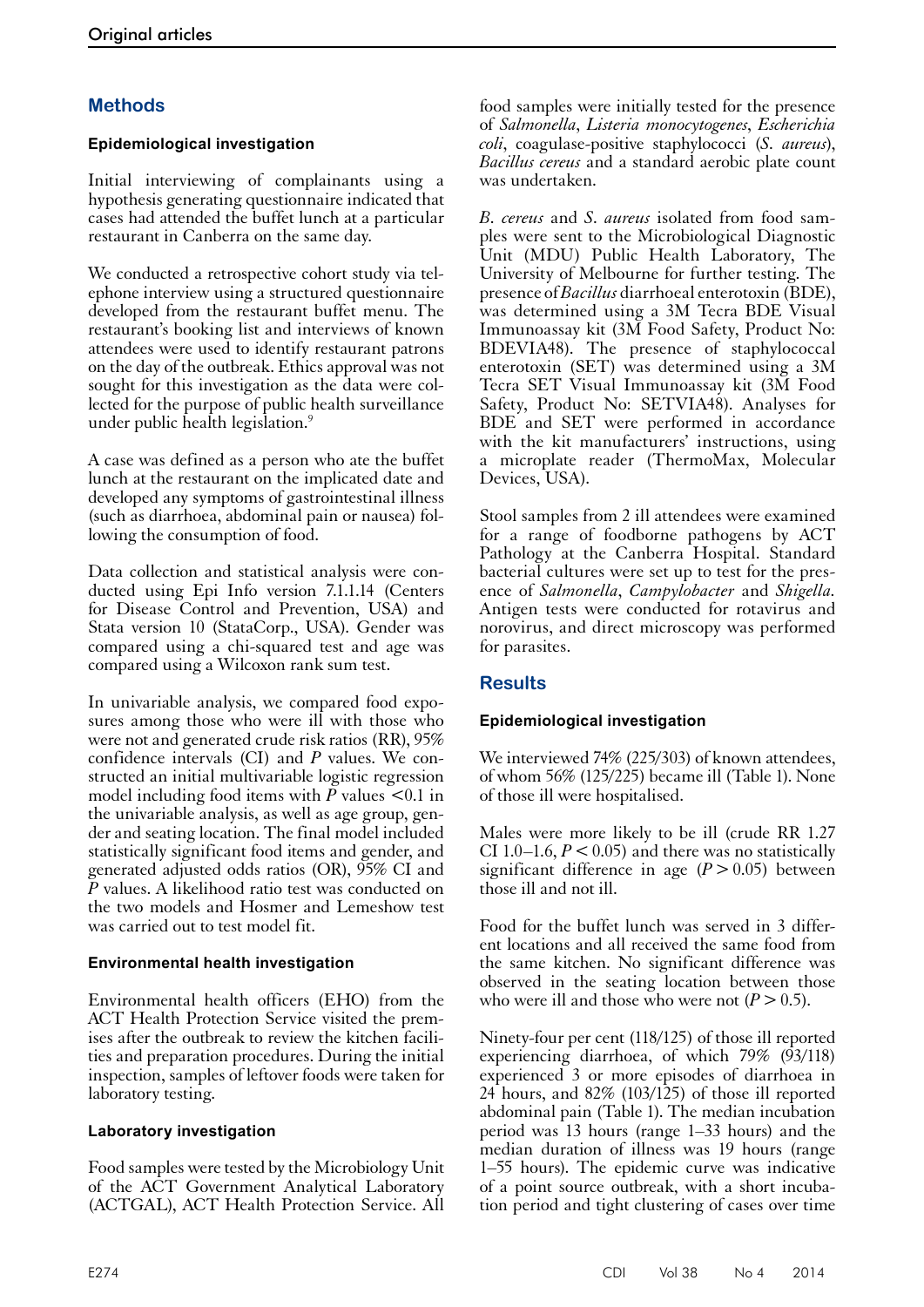## Methods

### Epidemiological investigation

Initial interviewing of complainants using a hypothesis generating questionnaire indicated that cases had attended the buffet lunch at a particular restaurant in Canberra on the same day.

We conducted a retrospective cohort study via telephone interview using a structured questionnaire developed from the restaurant buffet menu. The restaurant's booking list and interviews of known attendees were used to identify restaurant patrons on the day of the outbreak. Ethics approval was not sought for this investigation as the data were collected for the purpose of public health surveillance under public health legislation.[9]

A case was defined as a person who ate the buffet lunch at the restaurant on the implicated date and developed any symptoms of gastrointestinal illness (such as diarrhoea, abdominal pain or nausea) following the consumption of food.

Data collection and statistical analysis were conducted using Epi Info version 7.1.1.14 (Centers for Disease Control and Prevention, USA) and Stata version 10 (StataCorp., USA). Gender was compared using a chi-squared test and age was compared using a Wilcoxon rank sum test.

In univariable analysis, we compared food exposures among those who were ill with those who were not and generated crude risk ratios (RR), 95% confidence intervals (CI) and *P* values. We constructed an initial multivariable logistic regression model including food items with *P* values <0.1 in the univariable analysis, as well as age group, gender and seating location. The final model included statistically significant food items and gender, and generated adjusted odds ratios (OR), 95% CI and *P* values. A likelihood ratio test was conducted on the two models and Hosmer and Lemeshow test was carried out to test model fit.

### Environmental health investigation

Environmental health officers (EHO) from the ACT Health Protection Service visited the premises after the outbreak to review the kitchen facilities and preparation procedures. During the initial inspection, samples of leftover foods were taken for laboratory testing.

### Laboratory investigation

Food samples were tested by the Microbiology Unit of the ACT Government Analytical Laboratory (ACTGAL), ACT Health Protection Service. All food samples were initially tested for the presence of *Salmonella*, *Listeria monocytogenes*, *Escherichia coli*, coagulase-positive staphylococci (*S. aureus*), *Bacillus cereus* and a standard aerobic plate count was undertaken.

*B. cereus* and *S. aureus* isolated from food samples were sent to the Microbiological Diagnostic Unit (MDU) Public Health Laboratory, The University of Melbourne for further testing. The presence of *Bacillus* diarrhoeal enterotoxin (BDE), was determined using a 3M Tecra BDE Visual Immunoassay kit (3M Food Safety, Product No: BDEVIA48). The presence of staphylococcal enterotoxin (SET) was determined using a 3M Tecra SET Visual Immunoassay kit (3M Food Safety, Product No: SETVIA48). Analyses for BDE and SET were performed in accordance with the kit manufacturers' instructions, using a microplate reader (ThermoMax, Molecular Devices, USA).

Stool samples from 2 ill attendees were examined for a range of foodborne pathogens by ACT Pathology at the Canberra Hospital. Standard bacterial cultures were set up to test for the presence of *Salmonella*, *Campylobacter* and *Shigella*. Antigen tests were conducted for rotavirus and norovirus, and direct microscopy was performed for parasites.

## Results

### Epidemiological investigation

We interviewed 74% (225/303) of known attendees, of whom 56% (125/225) became ill (Table 1). None of those ill were hospitalised.

Males were more likely to be ill (crude RR 1.27 CI 1.0–1.6, $P < 0.05$) and there was no statistically significant difference in age ($P > 0.05$) between those ill and not ill.

Food for the buffet lunch was served in 3 different locations and all received the same food from the same kitchen. No significant difference was observed in the seating location between those who were ill and those who were not ($P > 0.5$).

Ninety-four per cent (118/125) of those ill reported experiencing diarrhoea, of which 79% (93/118) experienced 3 or more episodes of diarrhoea in 24 hours, and 82% (103/125) of those ill reported abdominal pain (Table 1). The median incubation period was 13 hours (range 1–33 hours) and the median duration of illness was 19 hours (range 1–55 hours). The epidemic curve was indicative of a point source outbreak, with a short incubation period and tight clustering of cases over time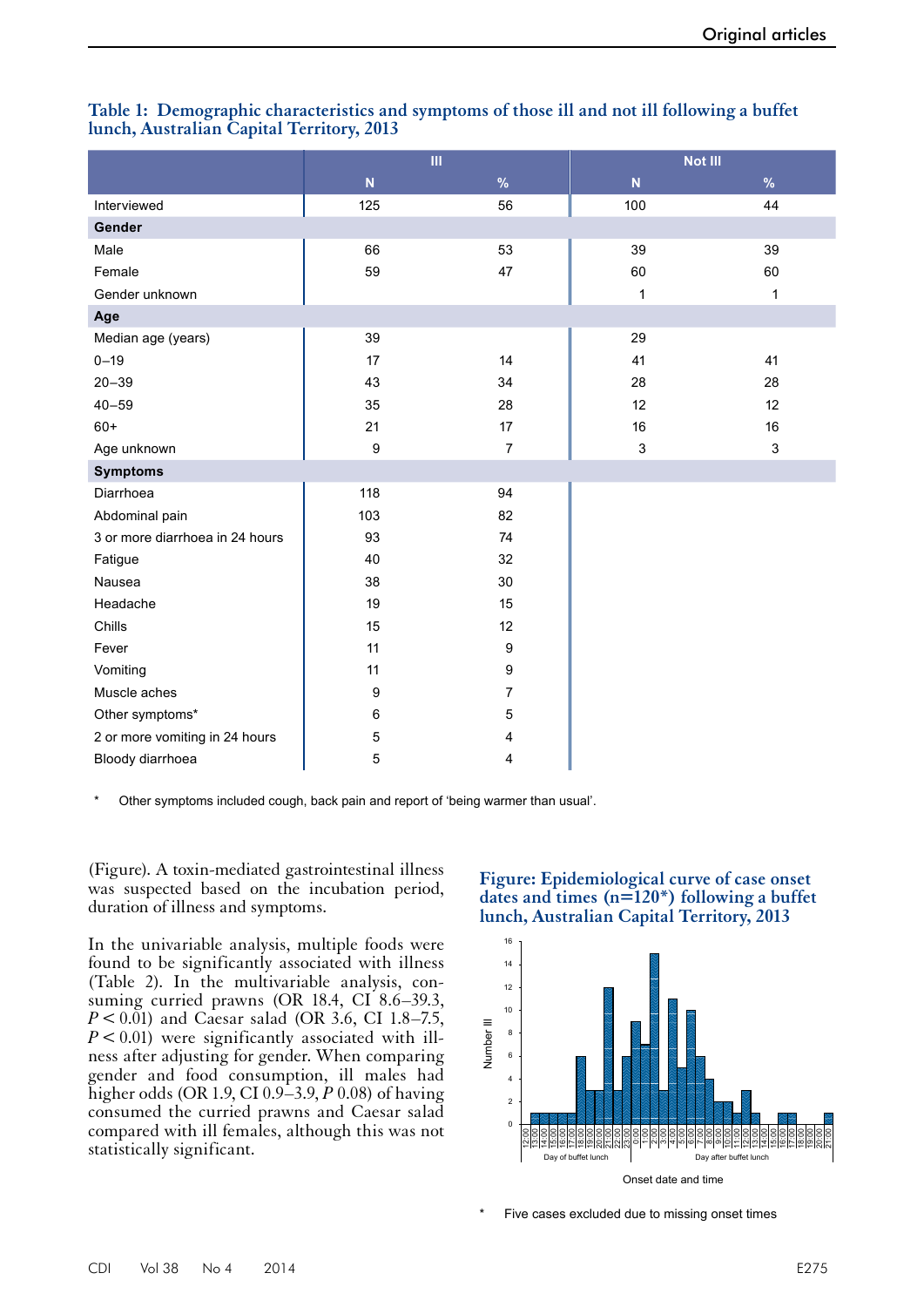**Table 1: Demographic characteristics and symptoms of those ill and not ill following a buffet lunch, Australian Capital Territory, 2013**

| | Ill | | Not Ill | |
|---|---|---|---|---|
| | N | % | N | % |
| Interviewed | 125 | 56 | 100 | 44 |
| **Gender** | | | | |
| Male | 66 | 53 | 39 | 39 |
| Female | 59 | 47 | 60 | 60 |
| Gender unknown | | | 1 | 1 |
| **Age** | | | | |
| Median age (years) | 39 | | 29 | |
| 0–19 | 17 | 14 | 41 | 41 |
| 20–39 | 43 | 34 | 28 | 28 |
| 40–59 | 35 | 28 | 12 | 12 |
| 60+ | 21 | 17 | 16 | 16 |
| Age unknown | 9 | 7 | 3 | 3 |
| **Symptoms** | | | | |
| Diarrhoea | 118 | 94 | | |
| Abdominal pain | 103 | 82 | | |
| 3 or more diarrhoea in 24 hours | 93 | 74 | | |
| Fatigue | 40 | 32 | | |
| Nausea | 38 | 30 | | |
| Headache | 19 | 15 | | |
| Chills | 15 | 12 | | |
| Fever | 11 | 9 | | |
| Vomiting | 11 | 9 | | |
| Muscle aches | 9 | 7 | | |
| Other symptoms* | 6 | 5 | | |
| 2 or more vomiting in 24 hours | 5 | 4 | | |
| Bloody diarrhoea | 5 | 4 | | |

\* Other symptoms included cough, back pain and report of 'being warmer than usual'.

(Figure). A toxin-mediated gastrointestinal illness was suspected based on the incubation period, duration of illness and symptoms.

In the univariable analysis, multiple foods were found to be significantly associated with illness (Table 2). In the multivariable analysis, consuming curried prawns (OR 18.4, CI 8.6–39.3, $P < 0.01$) and Caesar salad (OR 3.6, CI 1.8–7.5, $P < 0.01$) were significantly associated with illness after adjusting for gender. When comparing gender and food consumption, ill males had higher odds (OR 1.9, CI 0.9–3.9, $P$ 0.08) of having consumed the curried prawns and Caesar salad compared with ill females, although this was not statistically significant.

**Figure: Epidemiological curve of case onset dates and times (n=120*) following a buffet lunch, Australian Capital Territory, 2013**

\* Five cases excluded due to missing onset times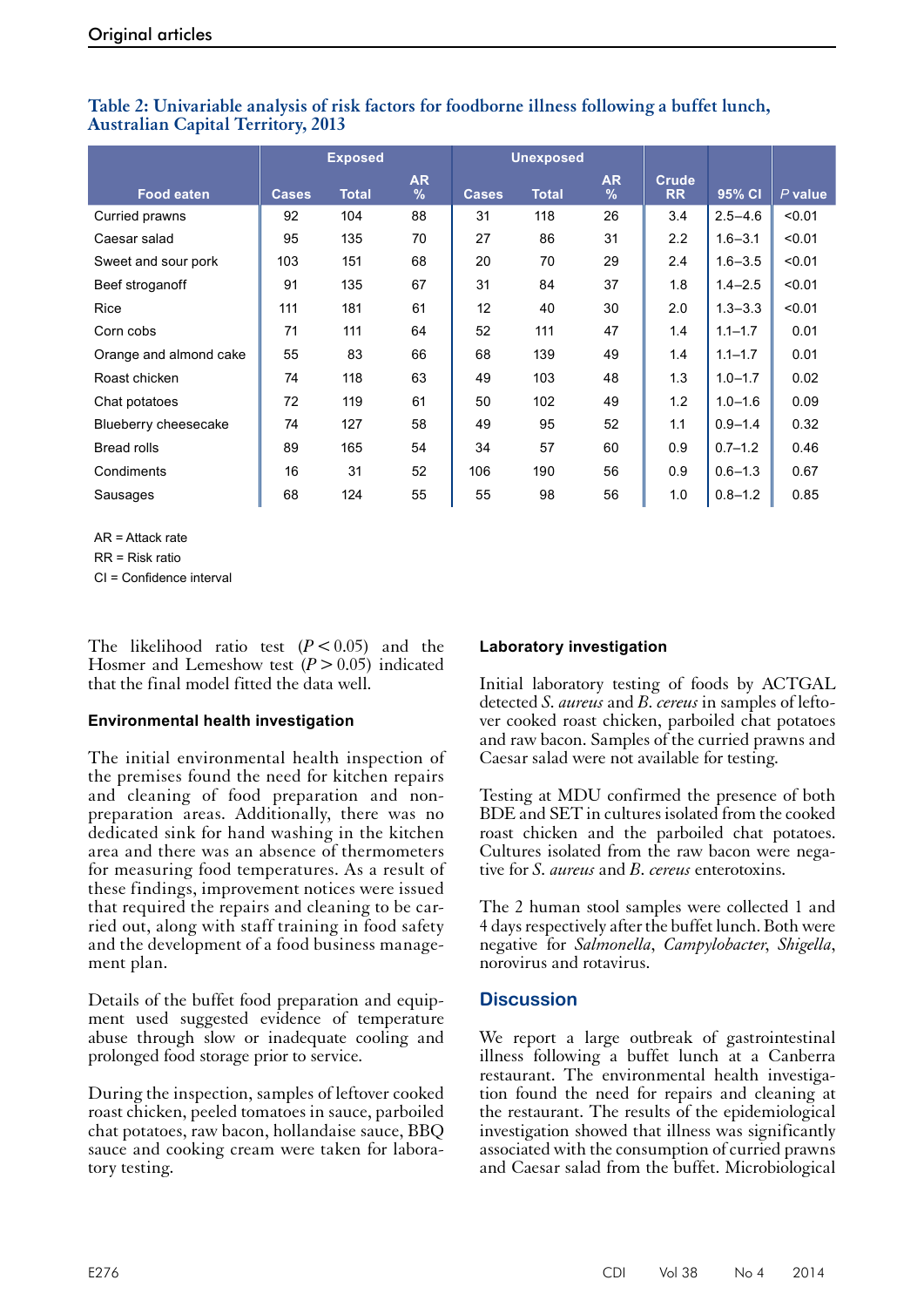**Table 2: Univariable analysis of risk factors for foodborne illness following a buffet lunch, Australian Capital Territory, 2013**

| Food eaten | Exposed | | | Unexposed | | | Crude RR | 95% CI | *P* value |
|---|---|---|---|---|---|---|---|---|---|
| | Cases | Total | AR % | Cases | Total | AR % | | | |
| Curried prawns | 92 | 104 | 88 | 31 | 118 | 26 | 3.4 | 2.5–4.6 | <0.01 |
| Caesar salad | 95 | 135 | 70 | 27 | 86 | 31 | 2.2 | 1.6–3.1 | <0.01 |
| Sweet and sour pork | 103 | 151 | 68 | 20 | 70 | 29 | 2.4 | 1.6–3.5 | <0.01 |
| Beef stroganoff | 91 | 135 | 67 | 31 | 84 | 37 | 1.8 | 1.4–2.5 | <0.01 |
| Rice | 111 | 181 | 61 | 12 | 40 | 30 | 2.0 | 1.3–3.3 | <0.01 |
| Corn cobs | 71 | 111 | 64 | 52 | 111 | 47 | 1.4 | 1.1–1.7 | 0.01 |
| Orange and almond cake | 55 | 83 | 66 | 68 | 139 | 49 | 1.4 | 1.1–1.7 | 0.01 |
| Roast chicken | 74 | 118 | 63 | 49 | 103 | 48 | 1.3 | 1.0–1.7 | 0.02 |
| Chat potatoes | 72 | 119 | 61 | 50 | 102 | 49 | 1.2 | 1.0–1.6 | 0.09 |
| Blueberry cheesecake | 74 | 127 | 58 | 49 | 95 | 52 | 1.1 | 0.9–1.4 | 0.32 |
| Bread rolls | 89 | 165 | 54 | 34 | 57 | 60 | 0.9 | 0.7–1.2 | 0.46 |
| Condiments | 16 | 31 | 52 | 106 | 190 | 56 | 0.9 | 0.6–1.3 | 0.67 |
| Sausages | 68 | 124 | 55 | 55 | 98 | 56 | 1.0 | 0.8–1.2 | 0.85 |

AR = Attack rate
RR = Risk ratio
CI = Confidence interval

The likelihood ratio test ($P < 0.05$) and the Hosmer and Lemeshow test ($P > 0.05$) indicated that the final model fitted the data well.

### Environmental health investigation

The initial environmental health inspection of the premises found the need for kitchen repairs and cleaning of food preparation and non-preparation areas. Additionally, there was no dedicated sink for hand washing in the kitchen area and there was an absence of thermometers for measuring food temperatures. As a result of these findings, improvement notices were issued that required the repairs and cleaning to be carried out, along with staff training in food safety and the development of a food business management plan.

Details of the buffet food preparation and equipment used suggested evidence of temperature abuse through slow or inadequate cooling and prolonged food storage prior to service.

During the inspection, samples of leftover cooked roast chicken, peeled tomatoes in sauce, parboiled chat potatoes, raw bacon, hollandaise sauce, BBQ sauce and cooking cream were taken for laboratory testing.

### Laboratory investigation

Initial laboratory testing of foods by ACTGAL detected *S. aureus* and *B. cereus* in samples of leftover cooked roast chicken, parboiled chat potatoes and raw bacon. Samples of the curried prawns and Caesar salad were not available for testing.

Testing at MDU confirmed the presence of both BDE and SET in cultures isolated from the cooked roast chicken and the parboiled chat potatoes. Cultures isolated from the raw bacon were negative for *S. aureus* and *B. cereus* enterotoxins.

The 2 human stool samples were collected 1 and 4 days respectively after the buffet lunch. Both were negative for *Salmonella*, *Campylobacter*, *Shigella*, norovirus and rotavirus.

## Discussion

We report a large outbreak of gastrointestinal illness following a buffet lunch at a Canberra restaurant. The environmental health investigation found the need for repairs and cleaning at the restaurant. The results of the epidemiological investigation showed that illness was significantly associated with the consumption of curried prawns and Caesar salad from the buffet. Microbiological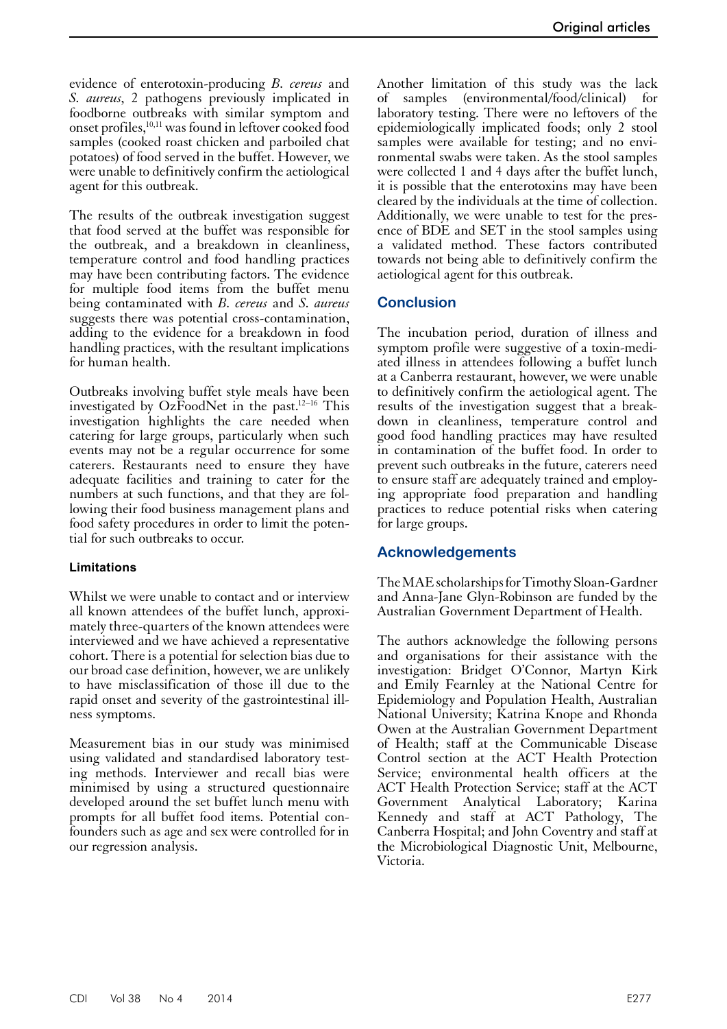evidence of enterotoxin-producing *B. cereus* and *S. aureus*, 2 pathogens previously implicated in foodborne outbreaks with similar symptom and onset profiles,[10,11] was found in leftover cooked food samples (cooked roast chicken and parboiled chat potatoes) of food served in the buffet. However, we were unable to definitively confirm the aetiological agent for this outbreak.

The results of the outbreak investigation suggest that food served at the buffet was responsible for the outbreak, and a breakdown in cleanliness, temperature control and food handling practices may have been contributing factors. The evidence for multiple food items from the buffet menu being contaminated with *B. cereus* and *S. aureus* suggests there was potential cross-contamination, adding to the evidence for a breakdown in food handling practices, with the resultant implications for human health.

Outbreaks involving buffet style meals have been investigated by OzFoodNet in the past.[12–16] This investigation highlights the care needed when catering for large groups, particularly when such events may not be a regular occurrence for some caterers. Restaurants need to ensure they have adequate facilities and training to cater for the numbers at such functions, and that they are following their food business management plans and food safety procedures in order to limit the potential for such outbreaks to occur.

### Limitations

Whilst we were unable to contact and or interview all known attendees of the buffet lunch, approximately three-quarters of the known attendees were interviewed and we have achieved a representative cohort. There is a potential for selection bias due to our broad case definition, however, we are unlikely to have misclassification of those ill due to the rapid onset and severity of the gastrointestinal illness symptoms.

Measurement bias in our study was minimised using validated and standardised laboratory testing methods. Interviewer and recall bias were minimised by using a structured questionnaire developed around the set buffet lunch menu with prompts for all buffet food items. Potential confounders such as age and sex were controlled for in our regression analysis.

Another limitation of this study was the lack of samples (environmental/food/clinical) for laboratory testing. There were no leftovers of the epidemiologically implicated foods; only 2 stool samples were available for testing; and no environmental swabs were taken. As the stool samples were collected 1 and 4 days after the buffet lunch, it is possible that the enterotoxins may have been cleared by the individuals at the time of collection. Additionally, we were unable to test for the presence of BDE and SET in the stool samples using a validated method. These factors contributed towards not being able to definitively confirm the aetiological agent for this outbreak.

## Conclusion

The incubation period, duration of illness and symptom profile were suggestive of a toxin-mediated illness in attendees following a buffet lunch at a Canberra restaurant, however, we were unable to definitively confirm the aetiological agent. The results of the investigation suggest that a breakdown in cleanliness, temperature control and good food handling practices may have resulted in contamination of the buffet food. In order to prevent such outbreaks in the future, caterers need to ensure staff are adequately trained and employing appropriate food preparation and handling practices to reduce potential risks when catering for large groups.

## Acknowledgements

The MAE scholarships for Timothy Sloan-Gardner and Anna-Jane Glyn-Robinson are funded by the Australian Government Department of Health.

The authors acknowledge the following persons and organisations for their assistance with the investigation: Bridget O'Connor, Martyn Kirk and Emily Fearnley at the National Centre for Epidemiology and Population Health, Australian National University; Katrina Knope and Rhonda Owen at the Australian Government Department of Health; staff at the Communicable Disease Control section at the ACT Health Protection Service; environmental health officers at the ACT Health Protection Service; staff at the ACT Government Analytical Laboratory; Karina Kennedy and staff at ACT Pathology, The Canberra Hospital; and John Coventry and staff at the Microbiological Diagnostic Unit, Melbourne, Victoria.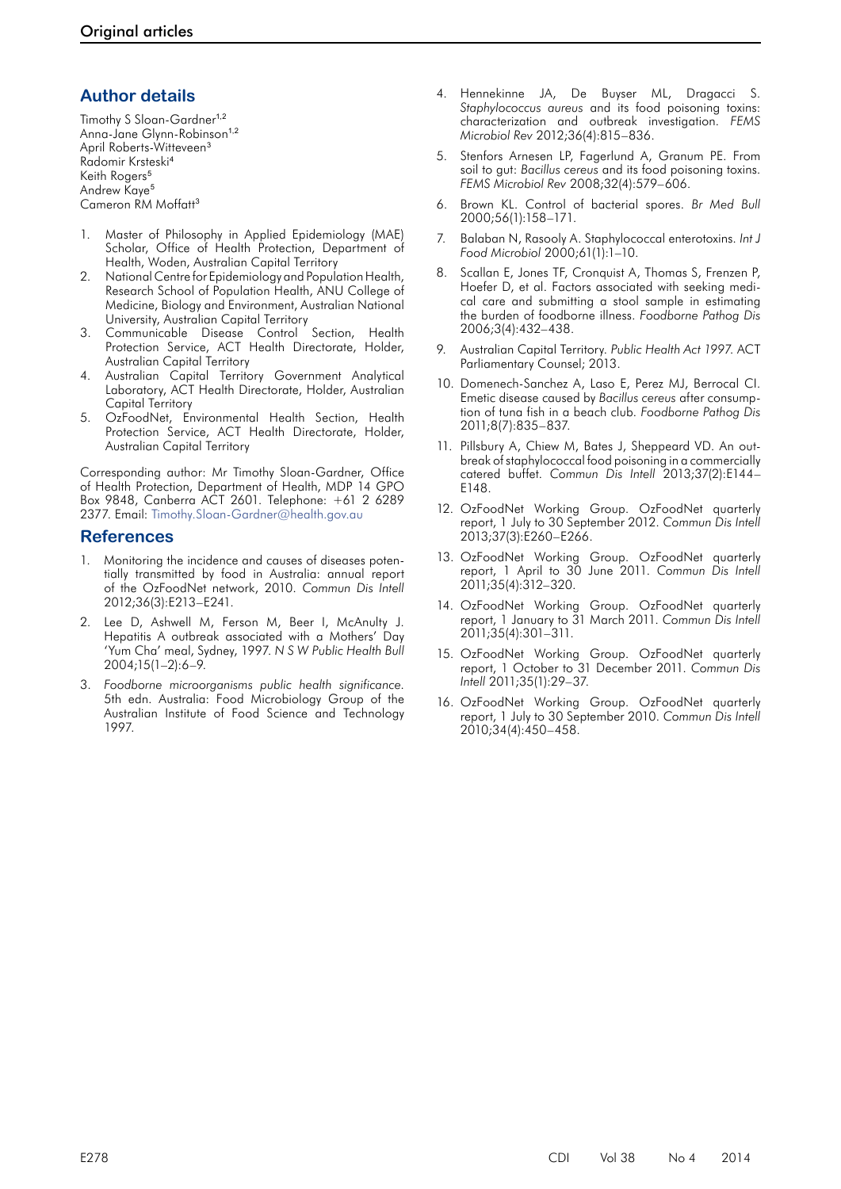## Author details

Timothy S Sloan-Gardner[1,2]
Anna-Jane Glynn-Robinson[1,2]
April Roberts-Witteveen[3]
Radomir Krsteski[4]
Keith Rogers[5]
Andrew Kaye[5]
Cameron RM Moffatt[3]

1. Master of Philosophy in Applied Epidemiology (MAE) Scholar, Office of Health Protection, Department of Health, Woden, Australian Capital Territory
2. National Centre for Epidemiology and Population Health, Research School of Population Health, ANU College of Medicine, Biology and Environment, Australian National University, Australian Capital Territory
3. Communicable Disease Control Section, Health Protection Service, ACT Health Directorate, Holder, Australian Capital Territory
4. Australian Capital Territory Government Analytical Laboratory, ACT Health Directorate, Holder, Australian Capital Territory
5. OzFoodNet, Environmental Health Section, Health Protection Service, ACT Health Directorate, Holder, Australian Capital Territory

Corresponding author: Mr Timothy Sloan-Gardner, Office of Health Protection, Department of Health, MDP 14 GPO Box 9848, Canberra ACT 2601. Telephone: +61 2 6289 2377. Email: Timothy.Sloan-Gardner@health.gov.au

## References

1. Monitoring the incidence and causes of diseases potentially transmitted by food in Australia: annual report of the OzFoodNet network, 2010. *Commun Dis Intell* 2012;36(3):E213–E241.
2. Lee D, Ashwell M, Ferson M, Beer I, McAnulty J. Hepatitis A outbreak associated with a Mothers' Day 'Yum Cha' meal, Sydney, 1997. *N S W Public Health Bull* 2004;15(1–2):6–9.
3. *Foodborne microorganisms public health significance.* 5th edn. Australia: Food Microbiology Group of the Australian Institute of Food Science and Technology 1997.
4. Hennekinne JA, De Buyser ML, Dragacci S. *Staphylococcus aureus* and its food poisoning toxins: characterization and outbreak investigation. *FEMS Microbiol Rev* 2012;36(4):815–836.
5. Stenfors Arnesen LP, Fagerlund A, Granum PE. From soil to gut: *Bacillus cereus* and its food poisoning toxins. *FEMS Microbiol Rev* 2008;32(4):579–606.
6. Brown KL. Control of bacterial spores. *Br Med Bull* 2000;56(1):158–171.
7. Balaban N, Rasooly A. Staphylococcal enterotoxins. *Int J Food Microbiol* 2000;61(1):1–10.
8. Scallan E, Jones TF, Cronquist A, Thomas S, Frenzen P, Hoefer D, et al. Factors associated with seeking medical care and submitting a stool sample in estimating the burden of foodborne illness. *Foodborne Pathog Dis* 2006;3(4):432–438.
9. Australian Capital Territory. *Public Health Act 1997.* ACT Parliamentary Counsel; 2013.
10. Domenech-Sanchez A, Laso E, Perez MJ, Berrocal CI. Emetic disease caused by *Bacillus cereus* after consumption of tuna fish in a beach club. *Foodborne Pathog Dis* 2011;8(7):835–837.
11. Pillsbury A, Chiew M, Bates J, Sheppeard VD. An outbreak of staphylococcal food poisoning in a commercially catered buffet. *Commun Dis Intell* 2013;37(2):E144–E148.
12. OzFoodNet Working Group. OzFoodNet quarterly report, 1 July to 30 September 2012. *Commun Dis Intell* 2013;37(3):E260–E266.
13. OzFoodNet Working Group. OzFoodNet quarterly report, 1 April to 30 June 2011. *Commun Dis Intell* 2011;35(4):312–320.
14. OzFoodNet Working Group. OzFoodNet quarterly report, 1 January to 31 March 2011. *Commun Dis Intell* 2011;35(4):301–311.
15. OzFoodNet Working Group. OzFoodNet quarterly report, 1 October to 31 December 2011. *Commun Dis Intell* 2011;35(1):29–37.
16. OzFoodNet Working Group. OzFoodNet quarterly report, 1 July to 30 September 2010. *Commun Dis Intell* 2010;34(4):450–458.